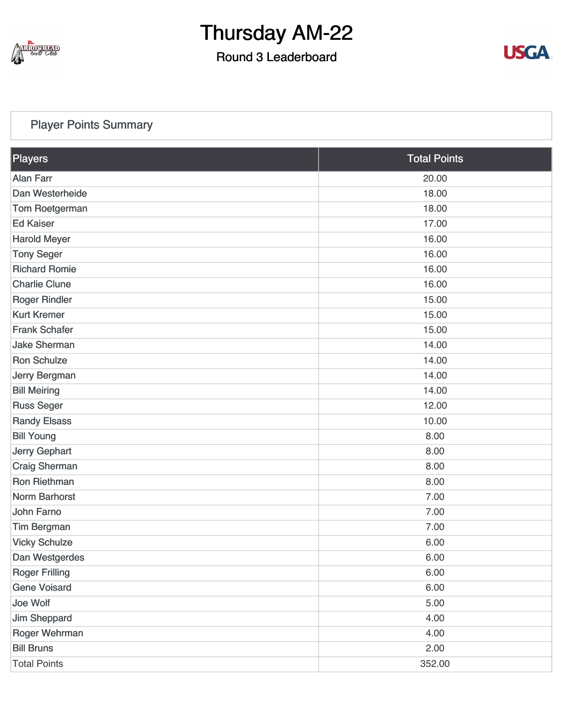# Thursday AM-22

## Round 3 Leaderboard

### Player Points Summary

| Players | Total Points |
|---|---|
| Alan Farr | 20.00 |
| Dan Westerheide | 18.00 |
| Tom Roetgerman | 18.00 |
| Ed Kaiser | 17.00 |
| Harold Meyer | 16.00 |
| Tony Seger | 16.00 |
| Richard Romie | 16.00 |
| Charlie Clune | 16.00 |
| Roger Rindler | 15.00 |
| Kurt Kremer | 15.00 |
| Frank Schafer | 15.00 |
| Jake Sherman | 14.00 |
| Ron Schulze | 14.00 |
| Jerry Bergman | 14.00 |
| Bill Meiring | 14.00 |
| Russ Seger | 12.00 |
| Randy Elsass | 10.00 |
| Bill Young | 8.00 |
| Jerry Gephart | 8.00 |
| Craig Sherman | 8.00 |
| Ron Riethman | 8.00 |
| Norm Barhorst | 7.00 |
| John Farno | 7.00 |
| Tim Bergman | 7.00 |
| Vicky Schulze | 6.00 |
| Dan Westgerdes | 6.00 |
| Roger Frilling | 6.00 |
| Gene Voisard | 6.00 |
| Joe Wolf | 5.00 |
| Jim Sheppard | 4.00 |
| Roger Wehrman | 4.00 |
| Bill Bruns | 2.00 |
| Total Points | 352.00 |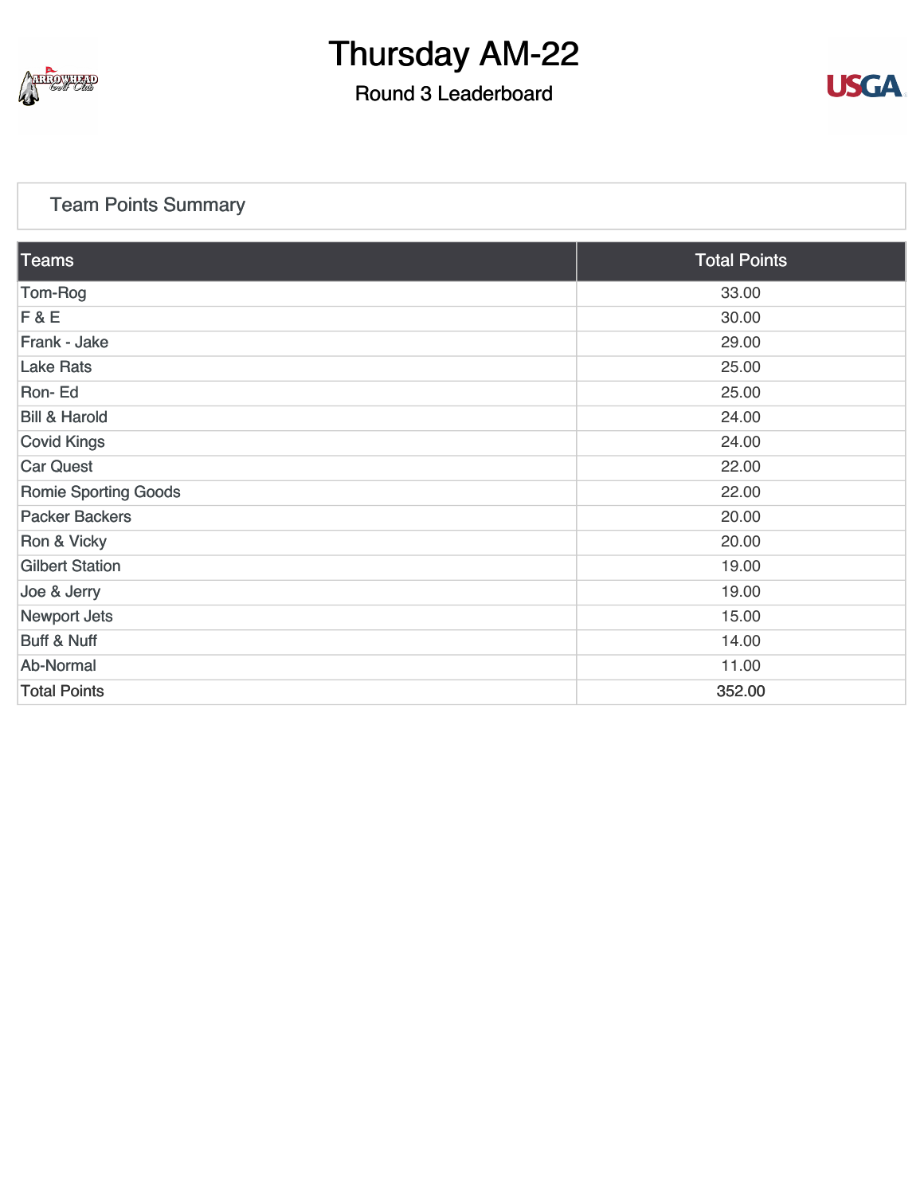# Thursday AM-22

## Round 3 Leaderboard

### Team Points Summary

| Teams | Total Points |
|---|---|
| Tom-Rog | 33.00 |
| F & E | 30.00 |
| Frank - Jake | 29.00 |
| Lake Rats | 25.00 |
| Ron- Ed | 25.00 |
| Bill & Harold | 24.00 |
| Covid Kings | 24.00 |
| Car Quest | 22.00 |
| Romie Sporting Goods | 22.00 |
| Packer Backers | 20.00 |
| Ron & Vicky | 20.00 |
| Gilbert Station | 19.00 |
| Joe & Jerry | 19.00 |
| Newport Jets | 15.00 |
| Buff & Nuff | 14.00 |
| Ab-Normal | 11.00 |
| Total Points | 352.00 |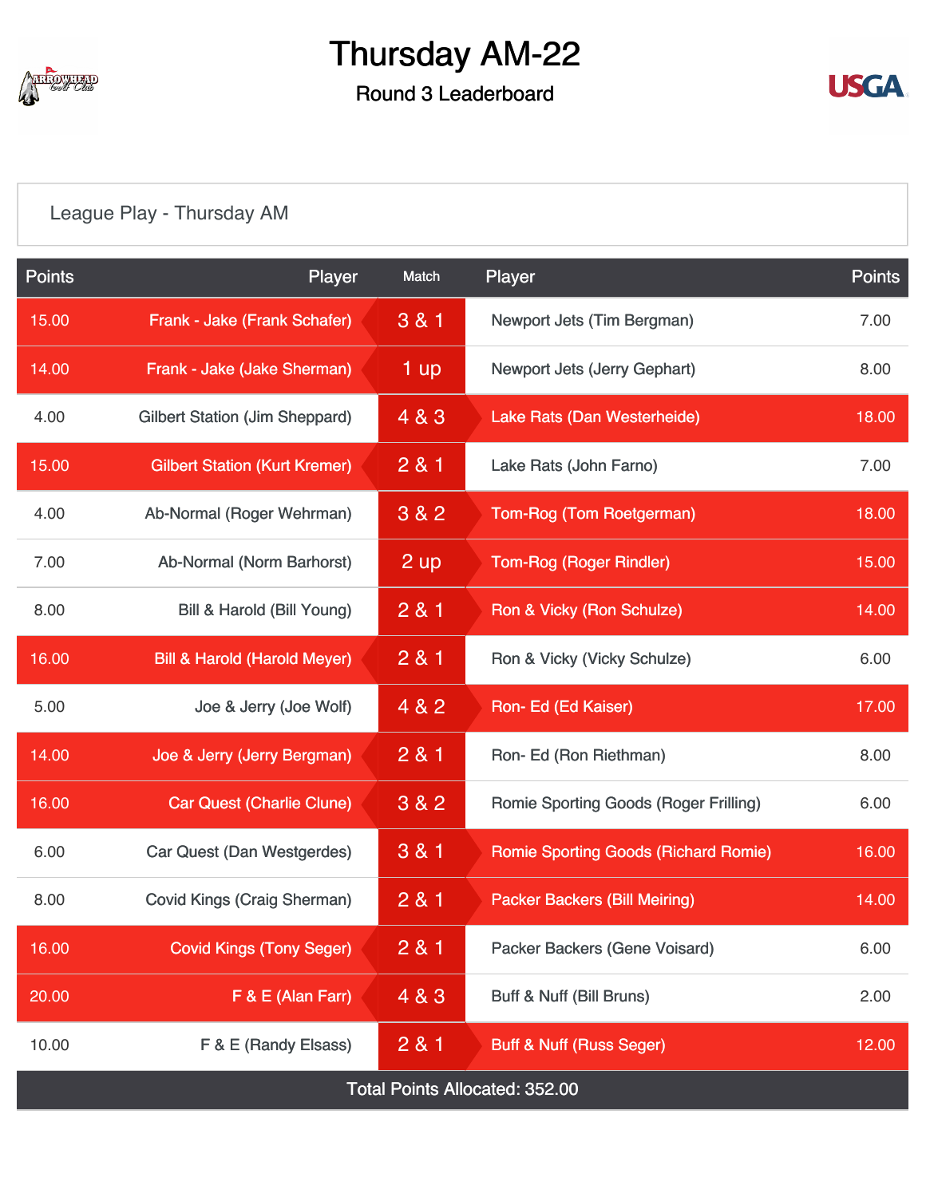# Thursday AM-22

## Round 3 Leaderboard

League Play - Thursday AM

| Points | Player | Match | Player | Points |
|---|---|---|---|---|
| 15.00 | Frank - Jake (Frank Schafer) | 3 & 1 | Newport Jets (Tim Bergman) | 7.00 |
| 14.00 | Frank - Jake (Jake Sherman) | 1 up | Newport Jets (Jerry Gephart) | 8.00 |
| 4.00 | Gilbert Station (Jim Sheppard) | 4 & 3 | Lake Rats (Dan Westerheide) | 18.00 |
| 15.00 | Gilbert Station (Kurt Kremer) | 2 & 1 | Lake Rats (John Farno) | 7.00 |
| 4.00 | Ab-Normal (Roger Wehrman) | 3 & 2 | Tom-Rog (Tom Roetgerman) | 18.00 |
| 7.00 | Ab-Normal (Norm Barhorst) | 2 up | Tom-Rog (Roger Rindler) | 15.00 |
| 8.00 | Bill & Harold (Bill Young) | 2 & 1 | Ron & Vicky (Ron Schulze) | 14.00 |
| 16.00 | Bill & Harold (Harold Meyer) | 2 & 1 | Ron & Vicky (Vicky Schulze) | 6.00 |
| 5.00 | Joe & Jerry (Joe Wolf) | 4 & 2 | Ron- Ed (Ed Kaiser) | 17.00 |
| 14.00 | Joe & Jerry (Jerry Bergman) | 2 & 1 | Ron- Ed (Ron Riethman) | 8.00 |
| 16.00 | Car Quest (Charlie Clune) | 3 & 2 | Romie Sporting Goods (Roger Frilling) | 6.00 |
| 6.00 | Car Quest (Dan Westgerdes) | 3 & 1 | Romie Sporting Goods (Richard Romie) | 16.00 |
| 8.00 | Covid Kings (Craig Sherman) | 2 & 1 | Packer Backers (Bill Meiring) | 14.00 |
| 16.00 | Covid Kings (Tony Seger) | 2 & 1 | Packer Backers (Gene Voisard) | 6.00 |
| 20.00 | F & E (Alan Farr) | 4 & 3 | Buff & Nuff (Bill Bruns) | 2.00 |
| 10.00 | F & E (Randy Elsass) | 2 & 1 | Buff & Nuff (Russ Seger) | 12.00 |

Total Points Allocated: 352.00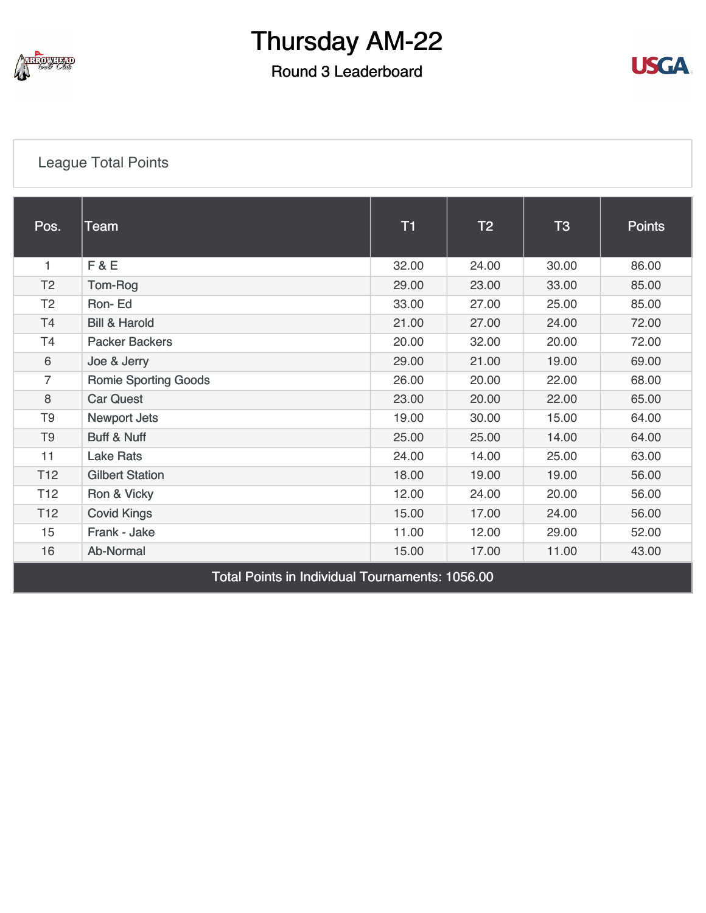# Thursday AM-22

## Round 3 Leaderboard

League Total Points

| Pos. | Team | T1 | T2 | T3 | Points |
|---|---|---|---|---|---|
| 1 | F & E | 32.00 | 24.00 | 30.00 | 86.00 |
| T2 | Tom-Rog | 29.00 | 23.00 | 33.00 | 85.00 |
| T2 | Ron- Ed | 33.00 | 27.00 | 25.00 | 85.00 |
| T4 | Bill & Harold | 21.00 | 27.00 | 24.00 | 72.00 |
| T4 | Packer Backers | 20.00 | 32.00 | 20.00 | 72.00 |
| 6 | Joe & Jerry | 29.00 | 21.00 | 19.00 | 69.00 |
| 7 | Romie Sporting Goods | 26.00 | 20.00 | 22.00 | 68.00 |
| 8 | Car Quest | 23.00 | 20.00 | 22.00 | 65.00 |
| T9 | Newport Jets | 19.00 | 30.00 | 15.00 | 64.00 |
| T9 | Buff & Nuff | 25.00 | 25.00 | 14.00 | 64.00 |
| 11 | Lake Rats | 24.00 | 14.00 | 25.00 | 63.00 |
| T12 | Gilbert Station | 18.00 | 19.00 | 19.00 | 56.00 |
| T12 | Ron & Vicky | 12.00 | 24.00 | 20.00 | 56.00 |
| T12 | Covid Kings | 15.00 | 17.00 | 24.00 | 56.00 |
| 15 | Frank - Jake | 11.00 | 12.00 | 29.00 | 52.00 |
| 16 | Ab-Normal | 15.00 | 17.00 | 11.00 | 43.00 |
| Total Points in Individual Tournaments: 1056.00 | | | | | |